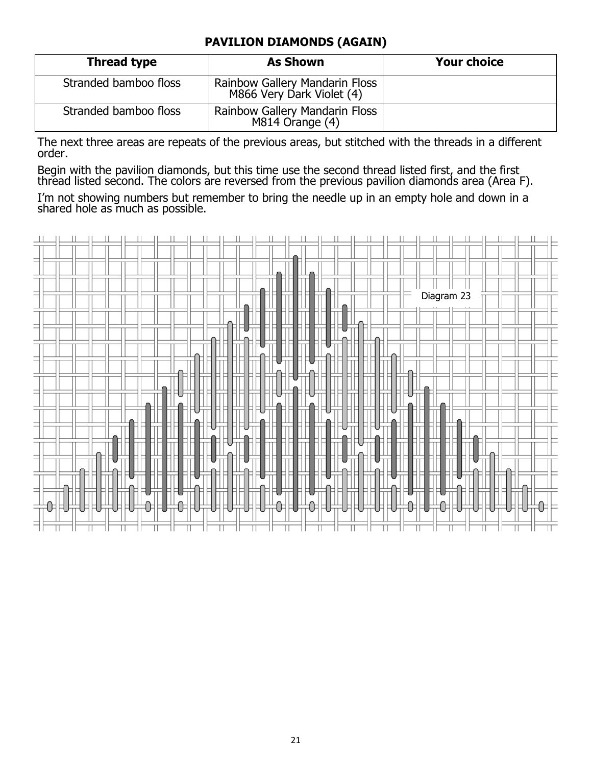**PAVILION DIAMONDS (AGAIN)**

| Thread type | As Shown | Your choice |
|---|---|---|
| Stranded bamboo floss | Rainbow Gallery Mandarin Floss M866 Very Dark Violet (4) | |
| Stranded bamboo floss | Rainbow Gallery Mandarin Floss M814 Orange (4) | |

The next three areas are repeats of the previous areas, but stitched with the threads in a different order.

Begin with the pavilion diamonds, but this time use the second thread listed first, and the first thread listed second. The colors are reversed from the previous pavilion diamonds area (Area F).

I'm not showing numbers but remember to bring the needle up in an empty hole and down in a shared hole as much as possible.

Diagram 23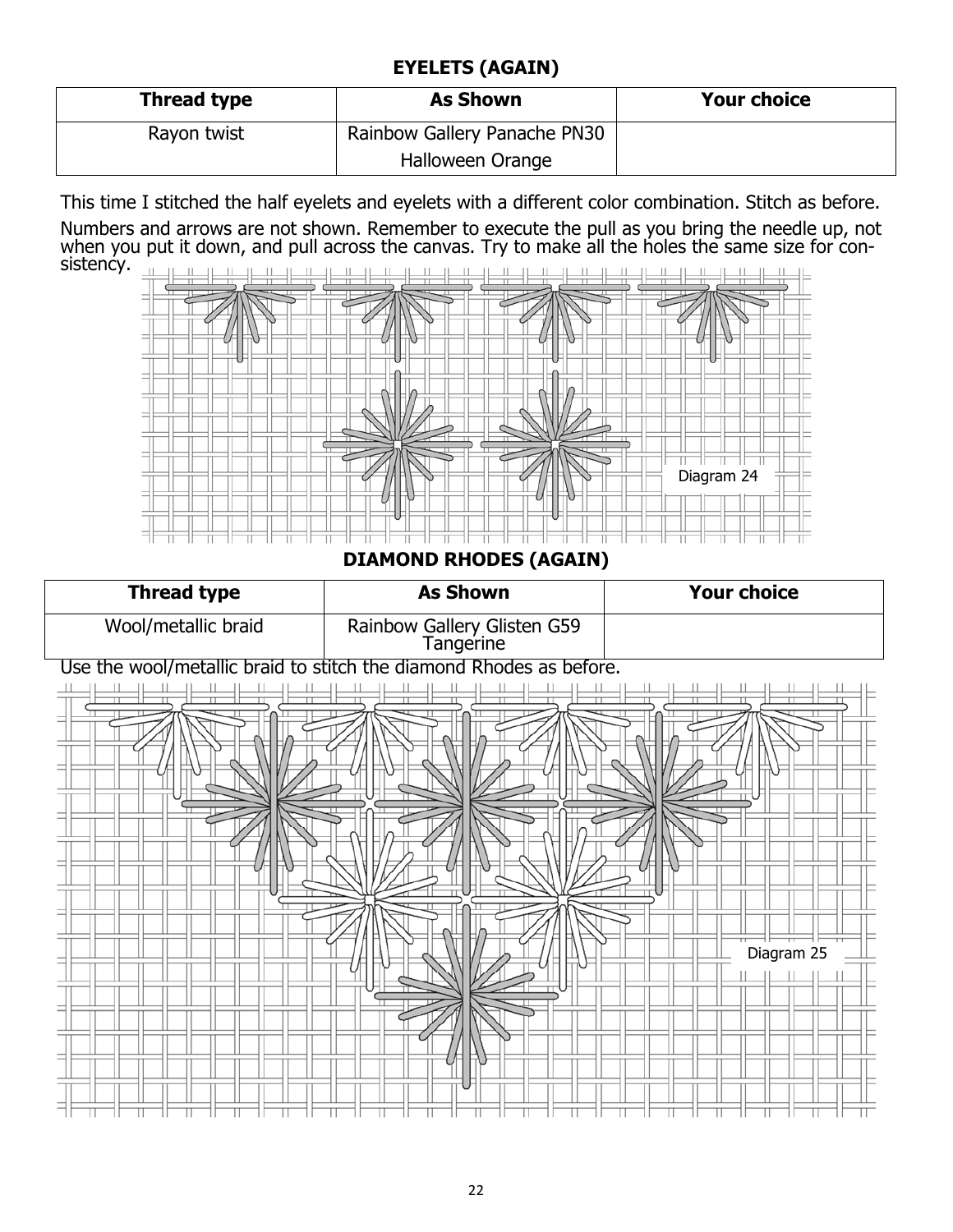## EYELETS (AGAIN)

| Thread type | As Shown | Your choice |
|---|---|---|
| Rayon twist | Rainbow Gallery Panache PN30 Halloween Orange | |

This time I stitched the half eyelets and eyelets with a different color combination. Stitch as before.

Numbers and arrows are not shown. Remember to execute the pull as you bring the needle up, not when you put it down, and pull across the canvas. Try to make all the holes the same size for consistency.

Diagram 24

## DIAMOND RHODES (AGAIN)

| Thread type | As Shown | Your choice |
|---|---|---|
| Wool/metallic braid | Rainbow Gallery Glisten G59 Tangerine | |

Use the wool/metallic braid to stitch the diamond Rhodes as before.

Diagram 25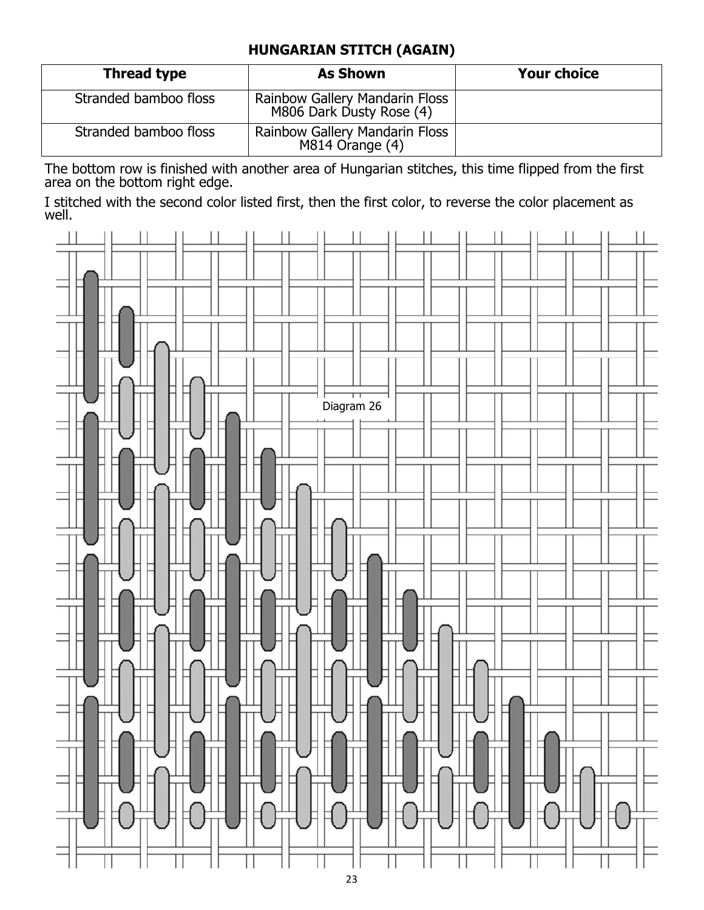## HUNGARIAN STITCH (AGAIN)

| Thread type | As Shown | Your choice |
|---|---|---|
| Stranded bamboo floss | Rainbow Gallery Mandarin Floss M806 Dark Dusty Rose (4) | |
| Stranded bamboo floss | Rainbow Gallery Mandarin Floss M814 Orange (4) | |

The bottom row is finished with another area of Hungarian stitches, this time flipped from the first area on the bottom right edge.

I stitched with the second color listed first, then the first color, to reverse the color placement as well.

Diagram 26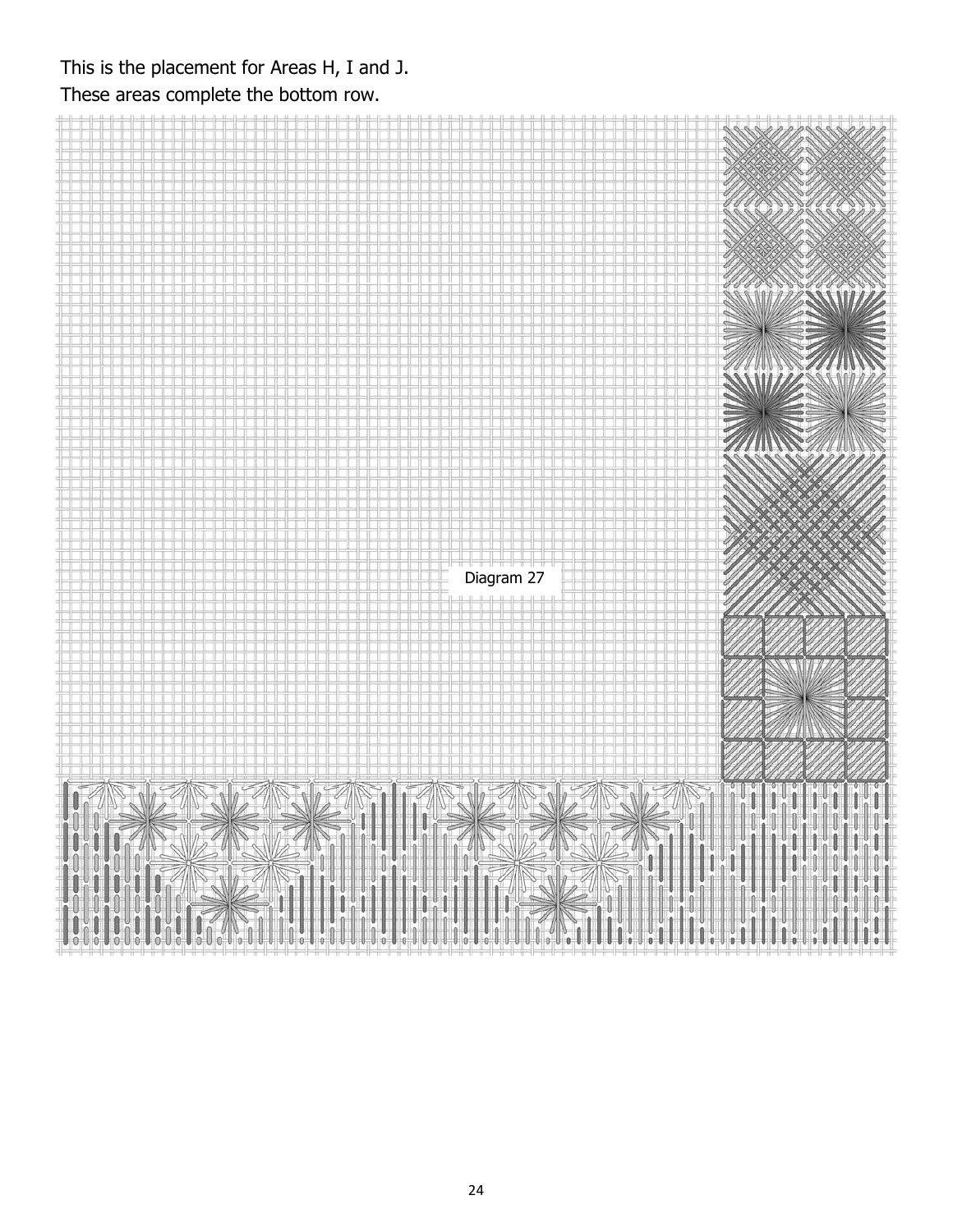This is the placement for Areas H, I and J.
These areas complete the bottom row.

Diagram 27